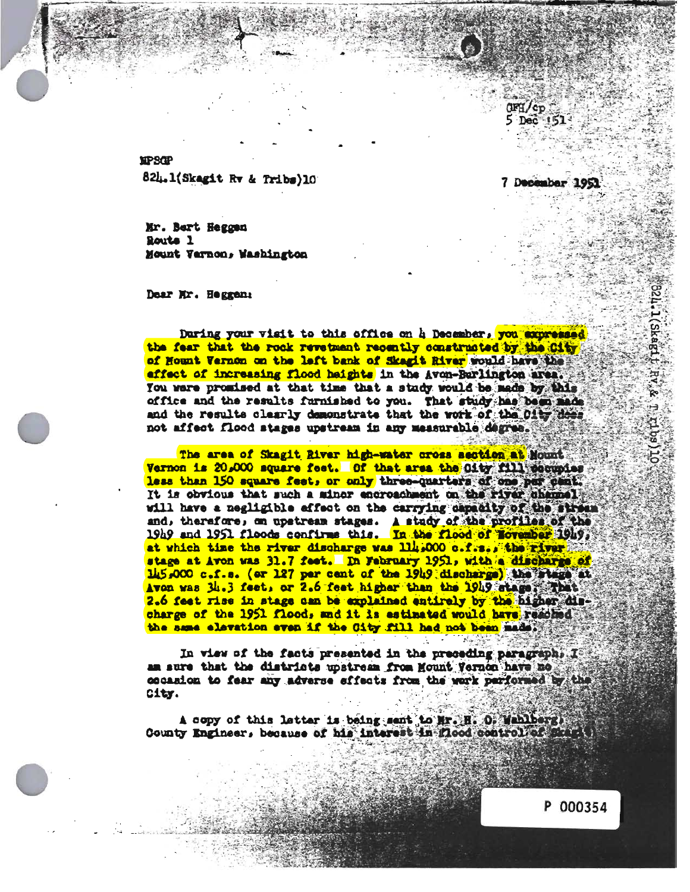CFH/cp
5 Dec '51

NPSGP

824.1(Skagit Rv & Tribs)10

7 December 1951

Mr. Bert Heggen
Route 1
Mount Vernon, Washington

Dear Mr. Heggen:

During your visit to this office on 4 December, you expressed the fear that the rock revetment recently constructed by the City of Mount Vernon on the left bank of Skagit River would have the effect of increasing flood heights in the Avon-Burlington area. You were promised at that time that a study would be made by this office and the results furnished to you. That study has been made and the results clearly demonstrate that the work of the City does not affect flood stages upstream in any measurable degree.

The area of Skagit River high-water cross section at Mount Vernon is 20,000 square feet. Of that area the City fill occupies less than 150 square feet, or only three-quarters of one per cent. It is obvious that such a minor encroachment on the river channel will have a negligible affect on the carrying capacity of the stream and, therefore, on upstream stages. A study of the profiles of the 1949 and 1951 floods confirms this. In the flood of November 1949, at which time the river discharge was 114,000 c.f.s., the river stage at Avon was 31.7 feet. In February 1951, with a discharge of 145,000 c.f.s. (or 127 per cent of the 1949 discharge) the stage at Avon was 34.3 feet, or 2.6 feet higher than the 1949 stage. That 2.6 feet rise in stage can be explained entirely by the higher discharge of the 1951 flood, and it is estimated would have reached the same elevation even if the City fill had not been made.

In view of the facts presented in the preceding paragraph, I am sure that the districts upstream from Mount Vernon have no occasion to fear any adverse effects from the work performed by the City.

A copy of this letter is being sent to Mr. H. O. Wahlberg, County Engineer, because of his interest in flood control of Skagit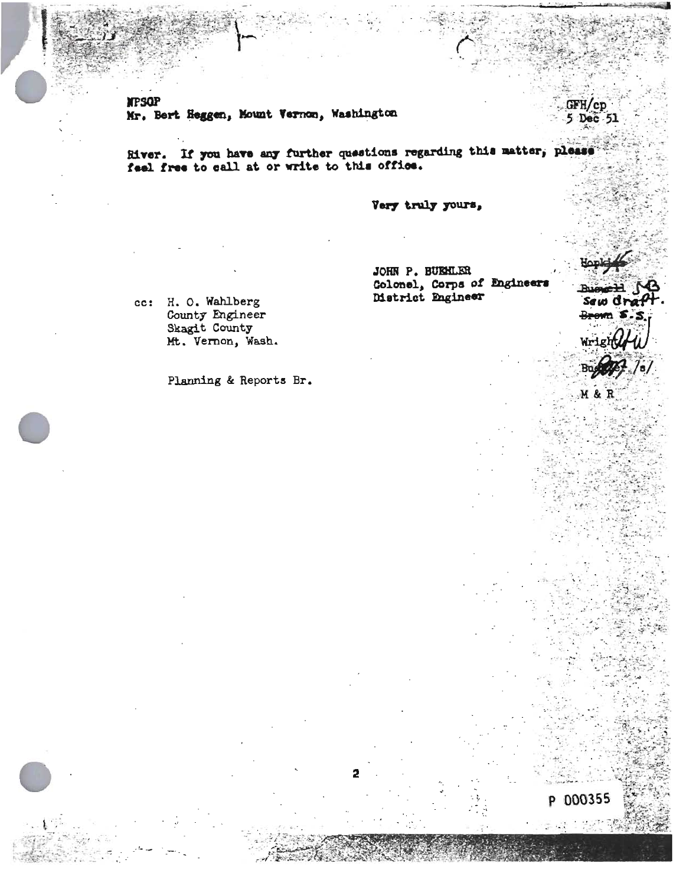NPSOP
Mr. Bert Heggen, Mount Vernon, Washington

GFH/cp
5 Dec 51

River. If you have any further questions regarding this matter, please feel free to call at or write to this office.

Very truly yours,

JOHN P. BUEHLER
Colonel, Corps of Engineers
District Engineer

cc: H. O. Wahlberg
County Engineer
Skagit County
Mt. Vernon, Wash.

Planning & Reports Br.

Hopkins
~~Buswell~~ SB
Saw draft.
~~Brown~~ S.S.
Wright
Bu /s/
M & R

P 000355